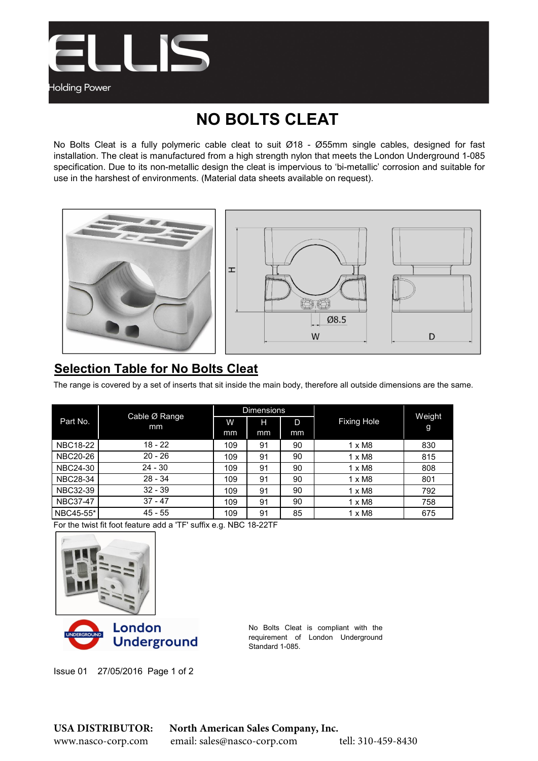ELLIS

Holding Power

# NO BOLTS CLEAT

No Bolts Cleat is a fully polymeric cable cleat to suit Ø18 - Ø55mm single cables, designed for fast installation. The cleat is manufactured from a high strength nylon that meets the London Underground 1-085 specification. Due to its non-metallic design the cleat is impervious to 'bi-metallic' corrosion and suitable for use in the harshest of environments. (Material data sheets available on request).

## Selection Table for No Bolts Cleat

The range is covered by a set of inserts that sit inside the main body, therefore all outside dimensions are the same.

| Part No. | Cable Ø Range mm | Dimensions | | | Fixing Hole | Weight g |
|---|---|---|---|---|---|---|
| | | W mm | H mm | D mm | | |
| NBC18-22 | 18 - 22 | 109 | 91 | 90 | 1 x M8 | 830 |
| NBC20-26 | 20 - 26 | 109 | 91 | 90 | 1 x M8 | 815 |
| NBC24-30 | 24 - 30 | 109 | 91 | 90 | 1 x M8 | 808 |
| NBC28-34 | 28 - 34 | 109 | 91 | 90 | 1 x M8 | 801 |
| NBC32-39 | 32 - 39 | 109 | 91 | 90 | 1 x M8 | 792 |
| NBC37-47 | 37 - 47 | 109 | 91 | 90 | 1 x M8 | 758 |
| NBC45-55* | 45 - 55 | 109 | 91 | 85 | 1 x M8 | 675 |

For the twist fit foot feature add a 'TF' suffix e.g. NBC 18-22TF

No Bolts Cleat is compliant with the requirement of London Underground Standard 1-085.

Issue 01 27/05/2016

**USA DISTRIBUTOR:** **North American Sales Company, Inc.**
www.nasco-corp.com email: sales@nasco-corp.com tell: 310-459-8430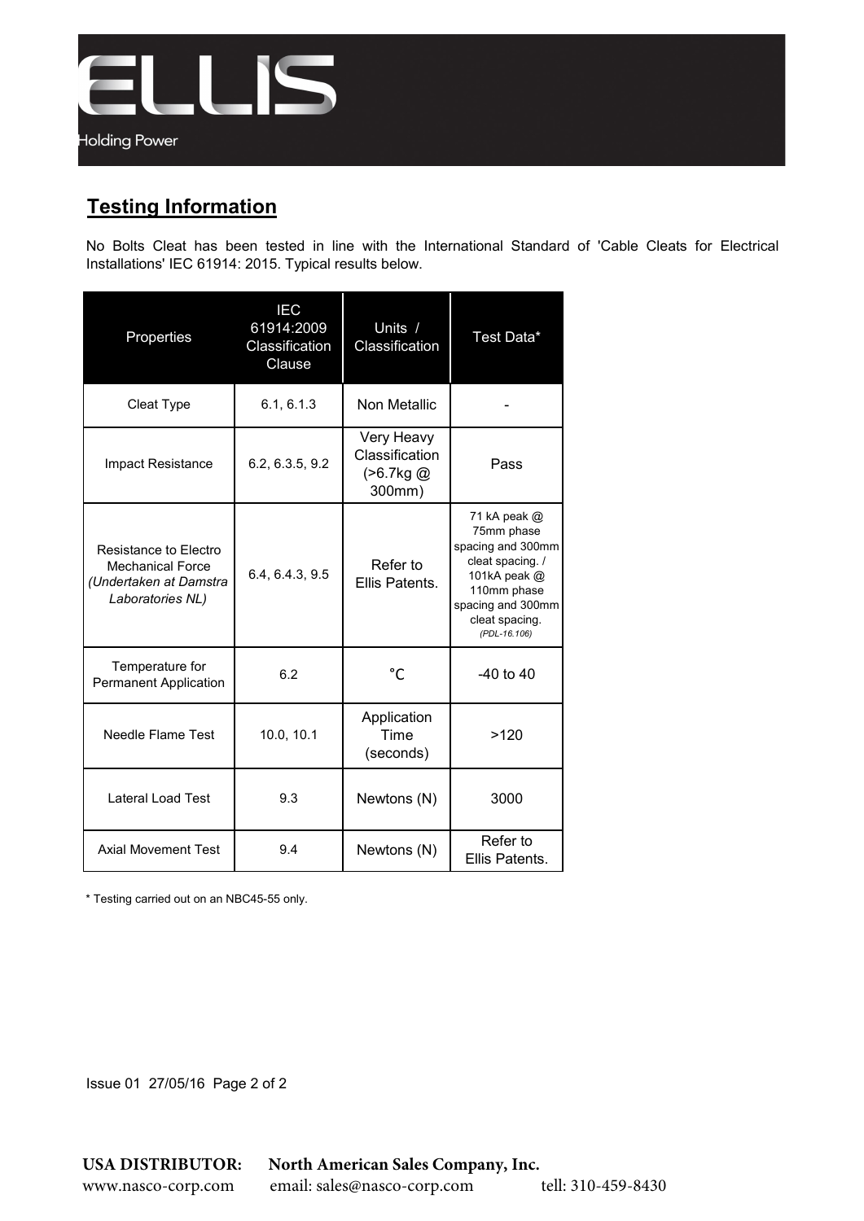ELLIS

Holding Power

## Testing Information

No Bolts Cleat has been tested in line with the International Standard of 'Cable Cleats for Electrical Installations' IEC 61914: 2015. Typical results below.

| Properties | IEC 61914:2009 Classification Clause | Units / Classification | Test Data* |
|---|---|---|---|
| Cleat Type | 6.1, 6.1.3 | Non Metallic | - |
| Impact Resistance | 6.2, 6.3.5, 9.2 | Very Heavy Classification (>6.7kg @ 300mm) | Pass |
| Resistance to Electro Mechanical Force *(Undertaken at Damstra Laboratories NL)* | 6.4, 6.4.3, 9.5 | Refer to Ellis Patents. | 71 kA peak @ 75mm phase spacing and 300mm cleat spacing. / 101kA peak @ 110mm phase spacing and 300mm cleat spacing. *(PDL-16.106)* |
| Temperature for Permanent Application | 6.2 | °C | -40 to 40 |
| Needle Flame Test | 10.0, 10.1 | Application Time (seconds) | >120 |
| Lateral Load Test | 9.3 | Newtons (N) | 3000 |
| Axial Movement Test | 9.4 | Newtons (N) | Refer to Ellis Patents. |

* Testing carried out on an NBC45-55 only.

Issue 01 27/05/16

**USA DISTRIBUTOR:** **North American Sales Company, Inc.**
www.nasco-corp.com email: sales@nasco-corp.com tell: 310-459-8430